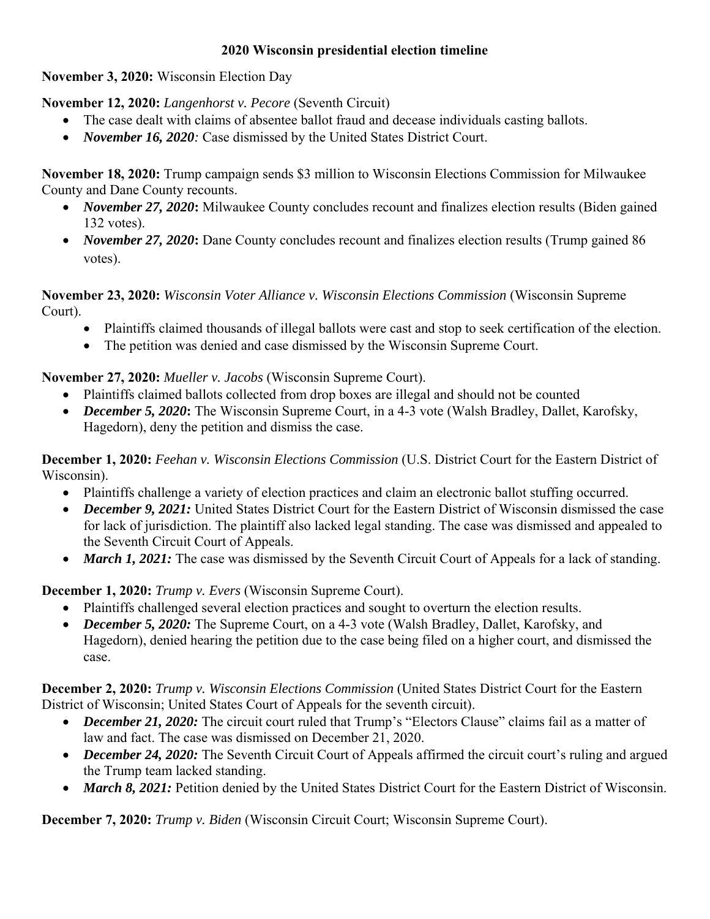**2020 Wisconsin presidential election timeline**

**November 3, 2020:** Wisconsin Election Day

**November 12, 2020:** *Langenhorst v. Pecore* (Seventh Circuit)

- The case dealt with claims of absentee ballot fraud and decease individuals casting ballots.
- ***November 16, 2020:*** Case dismissed by the United States District Court.

**November 18, 2020:** Trump campaign sends $3 million to Wisconsin Elections Commission for Milwaukee County and Dane County recounts.

- ***November 27, 2020*:** Milwaukee County concludes recount and finalizes election results (Biden gained 132 votes).
- ***November 27, 2020*:** Dane County concludes recount and finalizes election results (Trump gained 86 votes).

**November 23, 2020:** *Wisconsin Voter Alliance v. Wisconsin Elections Commission* (Wisconsin Supreme Court).

- Plaintiffs claimed thousands of illegal ballots were cast and stop to seek certification of the election.
- The petition was denied and case dismissed by the Wisconsin Supreme Court.

**November 27, 2020:** *Mueller v. Jacobs* (Wisconsin Supreme Court).

- Plaintiffs claimed ballots collected from drop boxes are illegal and should not be counted
- ***December 5, 2020*:** The Wisconsin Supreme Court, in a 4-3 vote (Walsh Bradley, Dallet, Karofsky, Hagedorn), deny the petition and dismiss the case.

**December 1, 2020:** *Feehan v. Wisconsin Elections Commission* (U.S. District Court for the Eastern District of Wisconsin).

- Plaintiffs challenge a variety of election practices and claim an electronic ballot stuffing occurred.
- ***December 9, 2021:*** United States District Court for the Eastern District of Wisconsin dismissed the case for lack of jurisdiction. The plaintiff also lacked legal standing. The case was dismissed and appealed to the Seventh Circuit Court of Appeals.
- ***March 1, 2021:*** The case was dismissed by the Seventh Circuit Court of Appeals for a lack of standing.

**December 1, 2020:** *Trump v. Evers* (Wisconsin Supreme Court).

- Plaintiffs challenged several election practices and sought to overturn the election results.
- ***December 5, 2020:*** The Supreme Court, on a 4-3 vote (Walsh Bradley, Dallet, Karofsky, and Hagedorn), denied hearing the petition due to the case being filed on a higher court, and dismissed the case.

**December 2, 2020:** *Trump v. Wisconsin Elections Commission* (United States District Court for the Eastern District of Wisconsin; United States Court of Appeals for the seventh circuit).

- ***December 21, 2020:*** The circuit court ruled that Trump's "Electors Clause" claims fail as a matter of law and fact. The case was dismissed on December 21, 2020.
- ***December 24, 2020:*** The Seventh Circuit Court of Appeals affirmed the circuit court's ruling and argued the Trump team lacked standing.
- ***March 8, 2021:*** Petition denied by the United States District Court for the Eastern District of Wisconsin.

**December 7, 2020:** *Trump v. Biden* (Wisconsin Circuit Court; Wisconsin Supreme Court).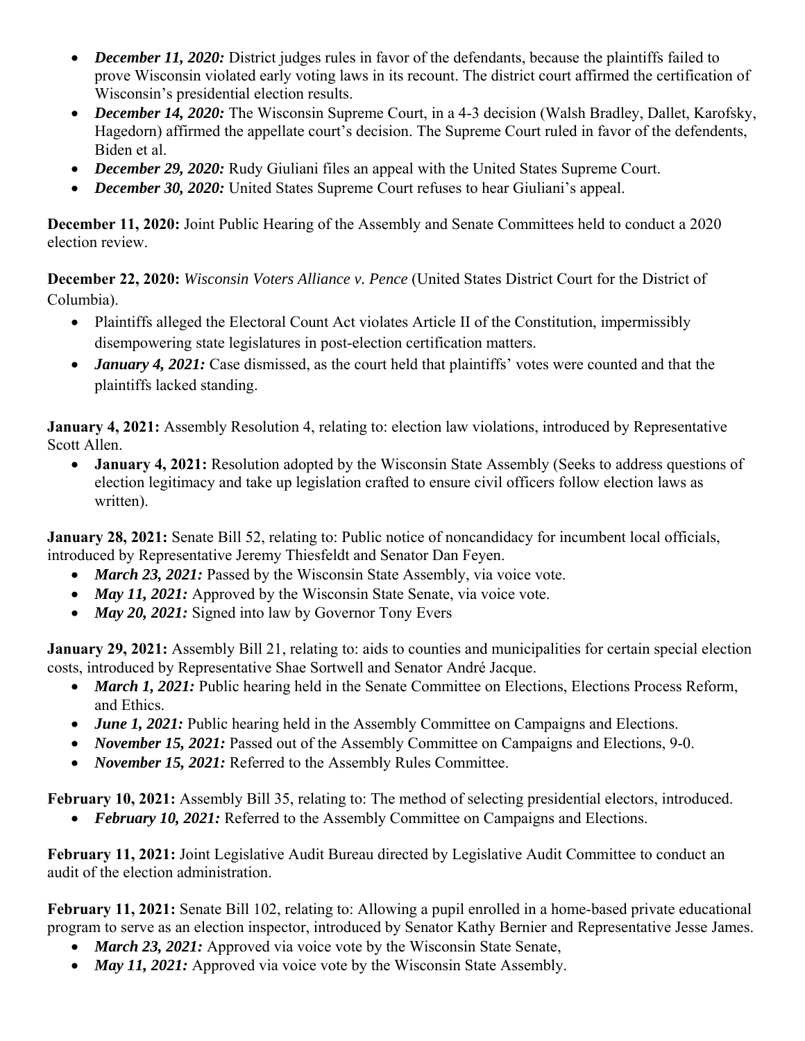- ***December 11, 2020:*** District judges rules in favor of the defendants, because the plaintiffs failed to prove Wisconsin violated early voting laws in its recount. The district court affirmed the certification of Wisconsin's presidential election results.
- ***December 14, 2020:*** The Wisconsin Supreme Court, in a 4-3 decision (Walsh Bradley, Dallet, Karofsky, Hagedorn) affirmed the appellate court's decision. The Supreme Court ruled in favor of the defendents, Biden et al.
- ***December 29, 2020:*** Rudy Giuliani files an appeal with the United States Supreme Court.
- ***December 30, 2020:*** United States Supreme Court refuses to hear Giuliani's appeal.

**December 11, 2020:** Joint Public Hearing of the Assembly and Senate Committees held to conduct a 2020 election review.

**December 22, 2020:** *Wisconsin Voters Alliance v. Pence* (United States District Court for the District of Columbia).

- Plaintiffs alleged the Electoral Count Act violates Article II of the Constitution, impermissibly disempowering state legislatures in post-election certification matters.
- ***January 4, 2021:*** Case dismissed, as the court held that plaintiffs' votes were counted and that the plaintiffs lacked standing.

**January 4, 2021:** Assembly Resolution 4, relating to: election law violations, introduced by Representative Scott Allen.

- **January 4, 2021:** Resolution adopted by the Wisconsin State Assembly (Seeks to address questions of election legitimacy and take up legislation crafted to ensure civil officers follow election laws as written).

**January 28, 2021:** Senate Bill 52, relating to: Public notice of noncandidacy for incumbent local officials, introduced by Representative Jeremy Thiesfeldt and Senator Dan Feyen.

- ***March 23, 2021:*** Passed by the Wisconsin State Assembly, via voice vote.
- ***May 11, 2021:*** Approved by the Wisconsin State Senate, via voice vote.
- ***May 20, 2021:*** Signed into law by Governor Tony Evers

**January 29, 2021:** Assembly Bill 21, relating to: aids to counties and municipalities for certain special election costs, introduced by Representative Shae Sortwell and Senator André Jacque.

- ***March 1, 2021:*** Public hearing held in the Senate Committee on Elections, Elections Process Reform, and Ethics.
- ***June 1, 2021:*** Public hearing held in the Assembly Committee on Campaigns and Elections.
- ***November 15, 2021:*** Passed out of the Assembly Committee on Campaigns and Elections, 9-0.
- ***November 15, 2021:*** Referred to the Assembly Rules Committee.

**February 10, 2021:** Assembly Bill 35, relating to: The method of selecting presidential electors, introduced.

- ***February 10, 2021:*** Referred to the Assembly Committee on Campaigns and Elections.

**February 11, 2021:** Joint Legislative Audit Bureau directed by Legislative Audit Committee to conduct an audit of the election administration.

**February 11, 2021:** Senate Bill 102, relating to: Allowing a pupil enrolled in a home-based private educational program to serve as an election inspector, introduced by Senator Kathy Bernier and Representative Jesse James.

- ***March 23, 2021:*** Approved via voice vote by the Wisconsin State Senate,
- ***May 11, 2021:*** Approved via voice vote by the Wisconsin State Assembly.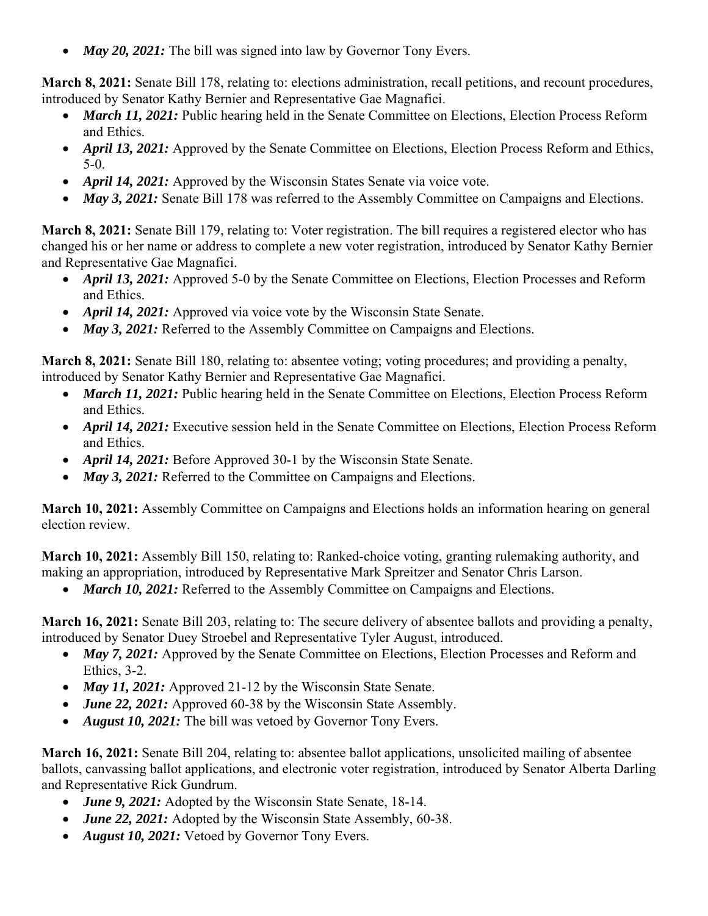- ***May 20, 2021:*** The bill was signed into law by Governor Tony Evers.

**March 8, 2021:** Senate Bill 178, relating to: elections administration, recall petitions, and recount procedures, introduced by Senator Kathy Bernier and Representative Gae Magnafici.

- ***March 11, 2021:*** Public hearing held in the Senate Committee on Elections, Election Process Reform and Ethics.
- ***April 13, 2021:*** Approved by the Senate Committee on Elections, Election Process Reform and Ethics, 5-0.
- ***April 14, 2021:*** Approved by the Wisconsin States Senate via voice vote.
- ***May 3, 2021:*** Senate Bill 178 was referred to the Assembly Committee on Campaigns and Elections.

**March 8, 2021:** Senate Bill 179, relating to: Voter registration. The bill requires a registered elector who has changed his or her name or address to complete a new voter registration, introduced by Senator Kathy Bernier and Representative Gae Magnafici.

- ***April 13, 2021:*** Approved 5-0 by the Senate Committee on Elections, Election Processes and Reform and Ethics.
- ***April 14, 2021:*** Approved via voice vote by the Wisconsin State Senate.
- ***May 3, 2021:*** Referred to the Assembly Committee on Campaigns and Elections.

**March 8, 2021:** Senate Bill 180, relating to: absentee voting; voting procedures; and providing a penalty, introduced by Senator Kathy Bernier and Representative Gae Magnafici.

- ***March 11, 2021:*** Public hearing held in the Senate Committee on Elections, Election Process Reform and Ethics.
- ***April 14, 2021:*** Executive session held in the Senate Committee on Elections, Election Process Reform and Ethics.
- ***April 14, 2021:*** Before Approved 30-1 by the Wisconsin State Senate.
- ***May 3, 2021:*** Referred to the Committee on Campaigns and Elections.

**March 10, 2021:** Assembly Committee on Campaigns and Elections holds an information hearing on general election review.

**March 10, 2021:** Assembly Bill 150, relating to: Ranked-choice voting, granting rulemaking authority, and making an appropriation, introduced by Representative Mark Spreitzer and Senator Chris Larson.

- ***March 10, 2021:*** Referred to the Assembly Committee on Campaigns and Elections.

**March 16, 2021:** Senate Bill 203, relating to: The secure delivery of absentee ballots and providing a penalty, introduced by Senator Duey Stroebel and Representative Tyler August, introduced.

- ***May 7, 2021:*** Approved by the Senate Committee on Elections, Election Processes and Reform and Ethics, 3-2.
- ***May 11, 2021:*** Approved 21-12 by the Wisconsin State Senate.
- ***June 22, 2021:*** Approved 60-38 by the Wisconsin State Assembly.
- ***August 10, 2021:*** The bill was vetoed by Governor Tony Evers.

**March 16, 2021:** Senate Bill 204, relating to: absentee ballot applications, unsolicited mailing of absentee ballots, canvassing ballot applications, and electronic voter registration, introduced by Senator Alberta Darling and Representative Rick Gundrum.

- ***June 9, 2021:*** Adopted by the Wisconsin State Senate, 18-14.
- ***June 22, 2021:*** Adopted by the Wisconsin State Assembly, 60-38.
- ***August 10, 2021:*** Vetoed by Governor Tony Evers.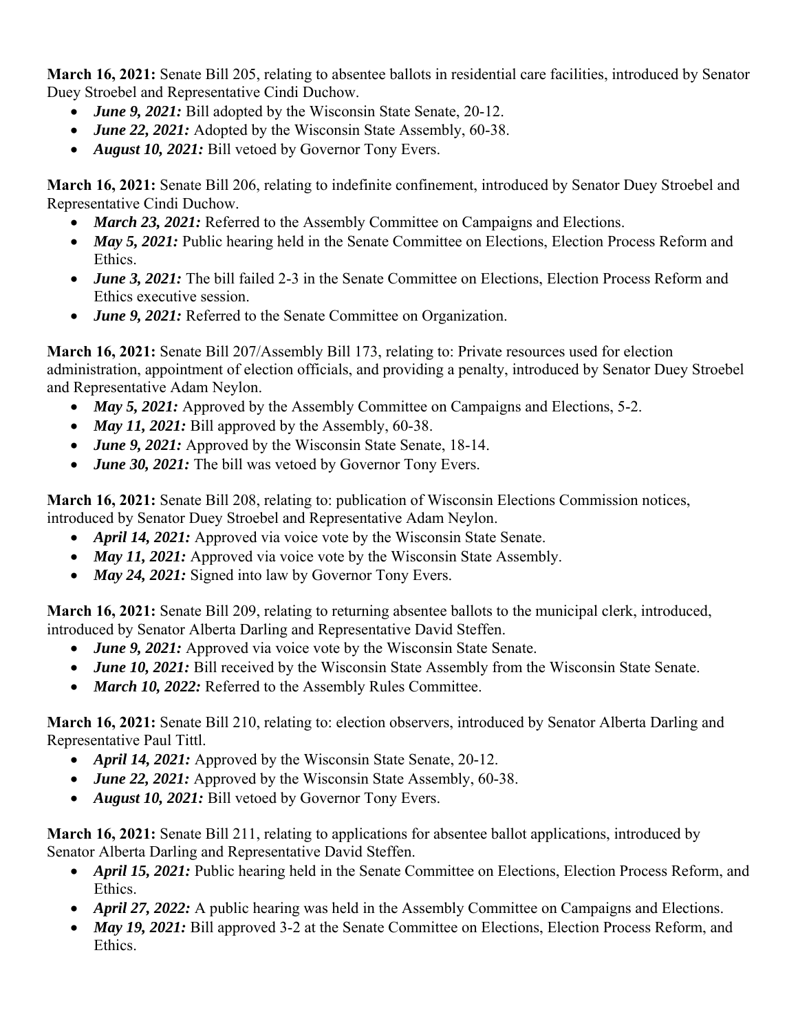**March 16, 2021:** Senate Bill 205, relating to absentee ballots in residential care facilities, introduced by Senator Duey Stroebel and Representative Cindi Duchow.

- ***June 9, 2021:*** Bill adopted by the Wisconsin State Senate, 20-12.
- ***June 22, 2021:*** Adopted by the Wisconsin State Assembly, 60-38.
- ***August 10, 2021:*** Bill vetoed by Governor Tony Evers.

**March 16, 2021:** Senate Bill 206, relating to indefinite confinement, introduced by Senator Duey Stroebel and Representative Cindi Duchow.

- ***March 23, 2021:*** Referred to the Assembly Committee on Campaigns and Elections.
- ***May 5, 2021:*** Public hearing held in the Senate Committee on Elections, Election Process Reform and Ethics.
- ***June 3, 2021:*** The bill failed 2-3 in the Senate Committee on Elections, Election Process Reform and Ethics executive session.
- ***June 9, 2021:*** Referred to the Senate Committee on Organization.

**March 16, 2021:** Senate Bill 207/Assembly Bill 173, relating to: Private resources used for election administration, appointment of election officials, and providing a penalty, introduced by Senator Duey Stroebel and Representative Adam Neylon.

- ***May 5, 2021:*** Approved by the Assembly Committee on Campaigns and Elections, 5-2.
- ***May 11, 2021:*** Bill approved by the Assembly, 60-38.
- ***June 9, 2021:*** Approved by the Wisconsin State Senate, 18-14.
- ***June 30, 2021:*** The bill was vetoed by Governor Tony Evers.

**March 16, 2021:** Senate Bill 208, relating to: publication of Wisconsin Elections Commission notices, introduced by Senator Duey Stroebel and Representative Adam Neylon.

- ***April 14, 2021:*** Approved via voice vote by the Wisconsin State Senate.
- ***May 11, 2021:*** Approved via voice vote by the Wisconsin State Assembly.
- ***May 24, 2021:*** Signed into law by Governor Tony Evers.

**March 16, 2021:** Senate Bill 209, relating to returning absentee ballots to the municipal clerk, introduced, introduced by Senator Alberta Darling and Representative David Steffen.

- ***June 9, 2021:*** Approved via voice vote by the Wisconsin State Senate.
- ***June 10, 2021:*** Bill received by the Wisconsin State Assembly from the Wisconsin State Senate.
- ***March 10, 2022:*** Referred to the Assembly Rules Committee.

**March 16, 2021:** Senate Bill 210, relating to: election observers, introduced by Senator Alberta Darling and Representative Paul Tittl.

- ***April 14, 2021:*** Approved by the Wisconsin State Senate, 20-12.
- ***June 22, 2021:*** Approved by the Wisconsin State Assembly, 60-38.
- ***August 10, 2021:*** Bill vetoed by Governor Tony Evers.

**March 16, 2021:** Senate Bill 211, relating to applications for absentee ballot applications, introduced by Senator Alberta Darling and Representative David Steffen.

- ***April 15, 2021:*** Public hearing held in the Senate Committee on Elections, Election Process Reform, and Ethics.
- ***April 27, 2022:*** A public hearing was held in the Assembly Committee on Campaigns and Elections.
- ***May 19, 2021:*** Bill approved 3-2 at the Senate Committee on Elections, Election Process Reform, and Ethics.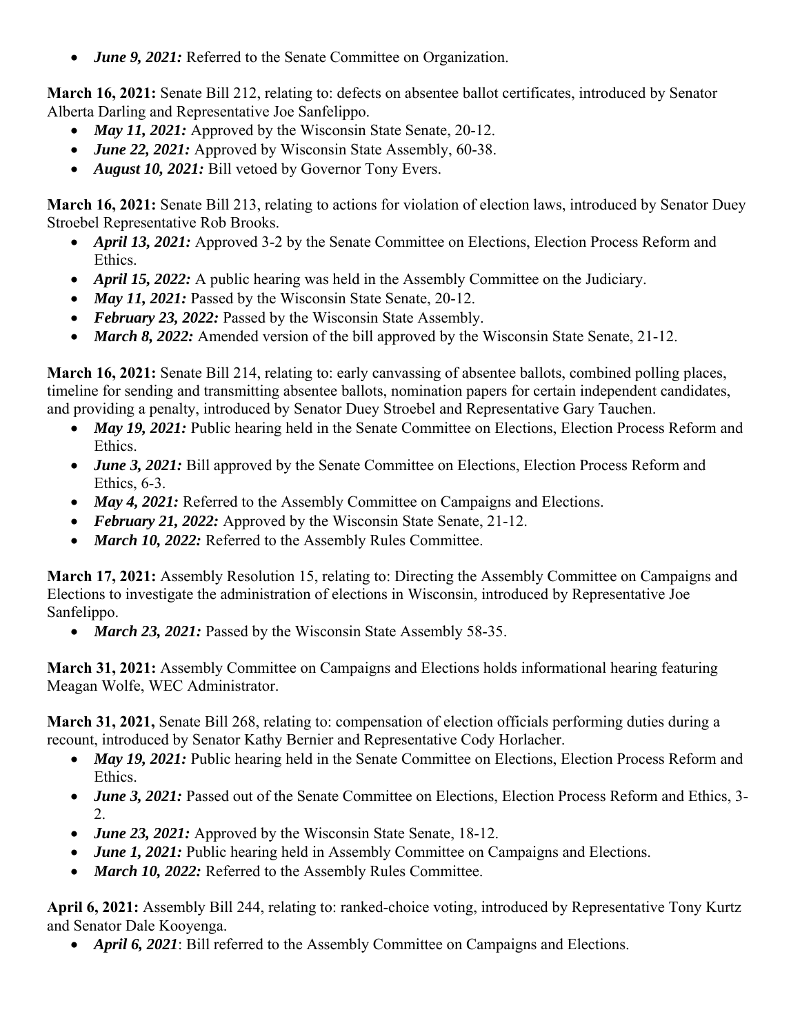- ***June 9, 2021:*** Referred to the Senate Committee on Organization.

**March 16, 2021:** Senate Bill 212, relating to: defects on absentee ballot certificates, introduced by Senator Alberta Darling and Representative Joe Sanfelippo.

- ***May 11, 2021:*** Approved by the Wisconsin State Senate, 20-12.
- ***June 22, 2021:*** Approved by Wisconsin State Assembly, 60-38.
- ***August 10, 2021:*** Bill vetoed by Governor Tony Evers.

**March 16, 2021:** Senate Bill 213, relating to actions for violation of election laws, introduced by Senator Duey Stroebel Representative Rob Brooks.

- ***April 13, 2021:*** Approved 3-2 by the Senate Committee on Elections, Election Process Reform and Ethics.
- ***April 15, 2022:*** A public hearing was held in the Assembly Committee on the Judiciary.
- ***May 11, 2021:*** Passed by the Wisconsin State Senate, 20-12.
- ***February 23, 2022:*** Passed by the Wisconsin State Assembly.
- ***March 8, 2022:*** Amended version of the bill approved by the Wisconsin State Senate, 21-12.

**March 16, 2021:** Senate Bill 214, relating to: early canvassing of absentee ballots, combined polling places, timeline for sending and transmitting absentee ballots, nomination papers for certain independent candidates, and providing a penalty, introduced by Senator Duey Stroebel and Representative Gary Tauchen.

- ***May 19, 2021:*** Public hearing held in the Senate Committee on Elections, Election Process Reform and Ethics.
- ***June 3, 2021:*** Bill approved by the Senate Committee on Elections, Election Process Reform and Ethics, 6-3.
- ***May 4, 2021:*** Referred to the Assembly Committee on Campaigns and Elections.
- ***February 21, 2022:*** Approved by the Wisconsin State Senate, 21-12.
- ***March 10, 2022:*** Referred to the Assembly Rules Committee.

**March 17, 2021:** Assembly Resolution 15, relating to: Directing the Assembly Committee on Campaigns and Elections to investigate the administration of elections in Wisconsin, introduced by Representative Joe Sanfelippo.

- ***March 23, 2021:*** Passed by the Wisconsin State Assembly 58-35.

**March 31, 2021:** Assembly Committee on Campaigns and Elections holds informational hearing featuring Meagan Wolfe, WEC Administrator.

**March 31, 2021,** Senate Bill 268, relating to: compensation of election officials performing duties during a recount, introduced by Senator Kathy Bernier and Representative Cody Horlacher.

- ***May 19, 2021:*** Public hearing held in the Senate Committee on Elections, Election Process Reform and Ethics.
- ***June 3, 2021:*** Passed out of the Senate Committee on Elections, Election Process Reform and Ethics, 3-2.
- ***June 23, 2021:*** Approved by the Wisconsin State Senate, 18-12.
- ***June 1, 2021:*** Public hearing held in Assembly Committee on Campaigns and Elections.
- ***March 10, 2022:*** Referred to the Assembly Rules Committee.

**April 6, 2021:** Assembly Bill 244, relating to: ranked-choice voting, introduced by Representative Tony Kurtz and Senator Dale Kooyenga.

- ***April 6, 2021***: Bill referred to the Assembly Committee on Campaigns and Elections.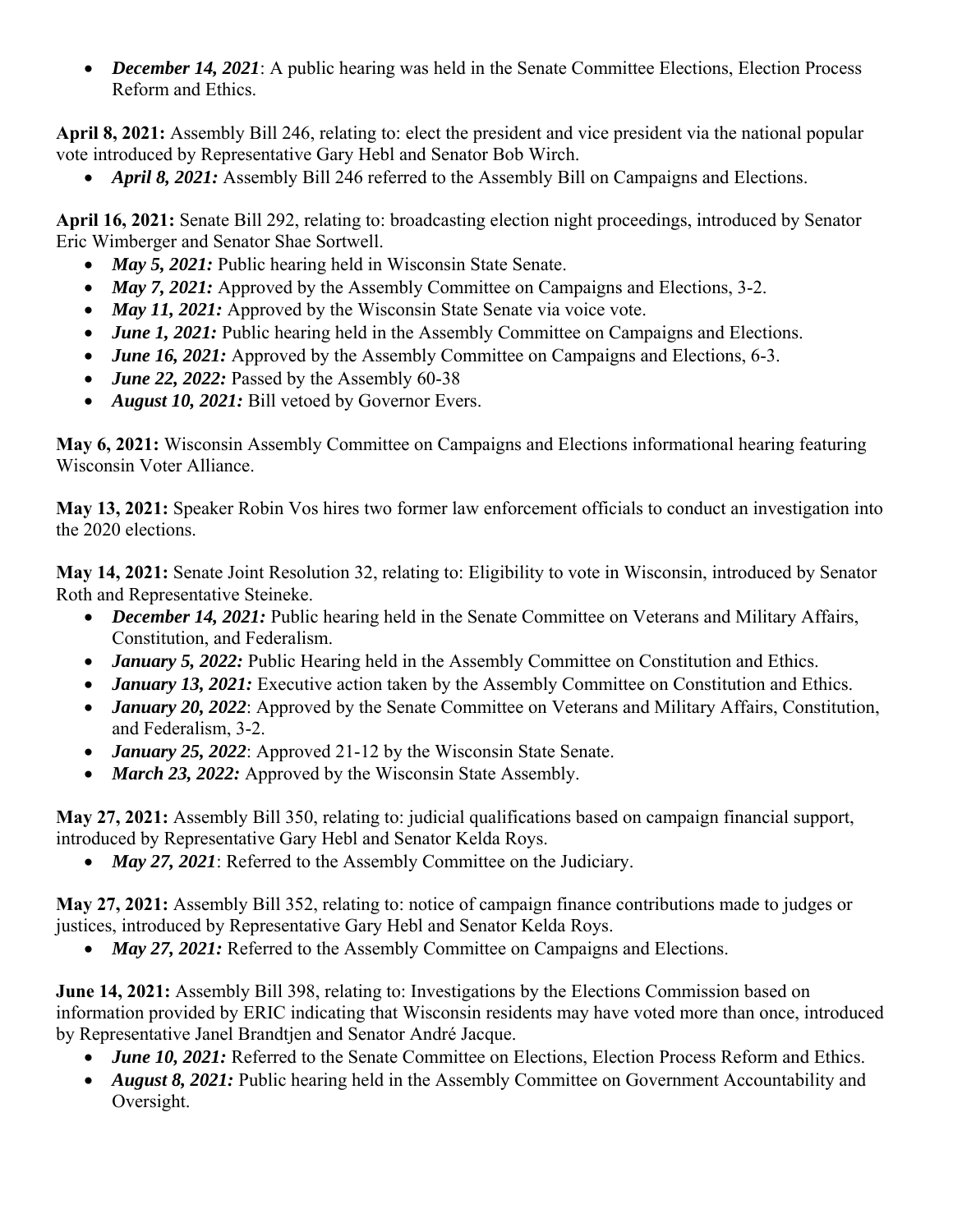- ***December 14, 2021***: A public hearing was held in the Senate Committee Elections, Election Process Reform and Ethics.

**April 8, 2021:** Assembly Bill 246, relating to: elect the president and vice president via the national popular vote introduced by Representative Gary Hebl and Senator Bob Wirch.

- ***April 8, 2021:*** Assembly Bill 246 referred to the Assembly Bill on Campaigns and Elections.

**April 16, 2021:** Senate Bill 292, relating to: broadcasting election night proceedings, introduced by Senator Eric Wimberger and Senator Shae Sortwell.

- ***May 5, 2021:*** Public hearing held in Wisconsin State Senate.
- ***May 7, 2021:*** Approved by the Assembly Committee on Campaigns and Elections, 3-2.
- ***May 11, 2021:*** Approved by the Wisconsin State Senate via voice vote.
- ***June 1, 2021:*** Public hearing held in the Assembly Committee on Campaigns and Elections.
- ***June 16, 2021:*** Approved by the Assembly Committee on Campaigns and Elections, 6-3.
- ***June 22, 2022:*** Passed by the Assembly 60-38
- ***August 10, 2021:*** Bill vetoed by Governor Evers.

**May 6, 2021:** Wisconsin Assembly Committee on Campaigns and Elections informational hearing featuring Wisconsin Voter Alliance.

**May 13, 2021:** Speaker Robin Vos hires two former law enforcement officials to conduct an investigation into the 2020 elections.

**May 14, 2021:** Senate Joint Resolution 32, relating to: Eligibility to vote in Wisconsin, introduced by Senator Roth and Representative Steineke.

- ***December 14, 2021:*** Public hearing held in the Senate Committee on Veterans and Military Affairs, Constitution, and Federalism.
- ***January 5, 2022:*** Public Hearing held in the Assembly Committee on Constitution and Ethics.
- ***January 13, 2021:*** Executive action taken by the Assembly Committee on Constitution and Ethics.
- ***January 20, 2022***: Approved by the Senate Committee on Veterans and Military Affairs, Constitution, and Federalism, 3-2.
- ***January 25, 2022***: Approved 21-12 by the Wisconsin State Senate.
- ***March 23, 2022:*** Approved by the Wisconsin State Assembly.

**May 27, 2021:** Assembly Bill 350, relating to: judicial qualifications based on campaign financial support, introduced by Representative Gary Hebl and Senator Kelda Roys.

- ***May 27, 2021***: Referred to the Assembly Committee on the Judiciary.

**May 27, 2021:** Assembly Bill 352, relating to: notice of campaign finance contributions made to judges or justices, introduced by Representative Gary Hebl and Senator Kelda Roys.

- ***May 27, 2021:*** Referred to the Assembly Committee on Campaigns and Elections.

**June 14, 2021:** Assembly Bill 398, relating to: Investigations by the Elections Commission based on information provided by ERIC indicating that Wisconsin residents may have voted more than once, introduced by Representative Janel Brandtjen and Senator André Jacque.

- ***June 10, 2021:*** Referred to the Senate Committee on Elections, Election Process Reform and Ethics.
- ***August 8, 2021:*** Public hearing held in the Assembly Committee on Government Accountability and Oversight.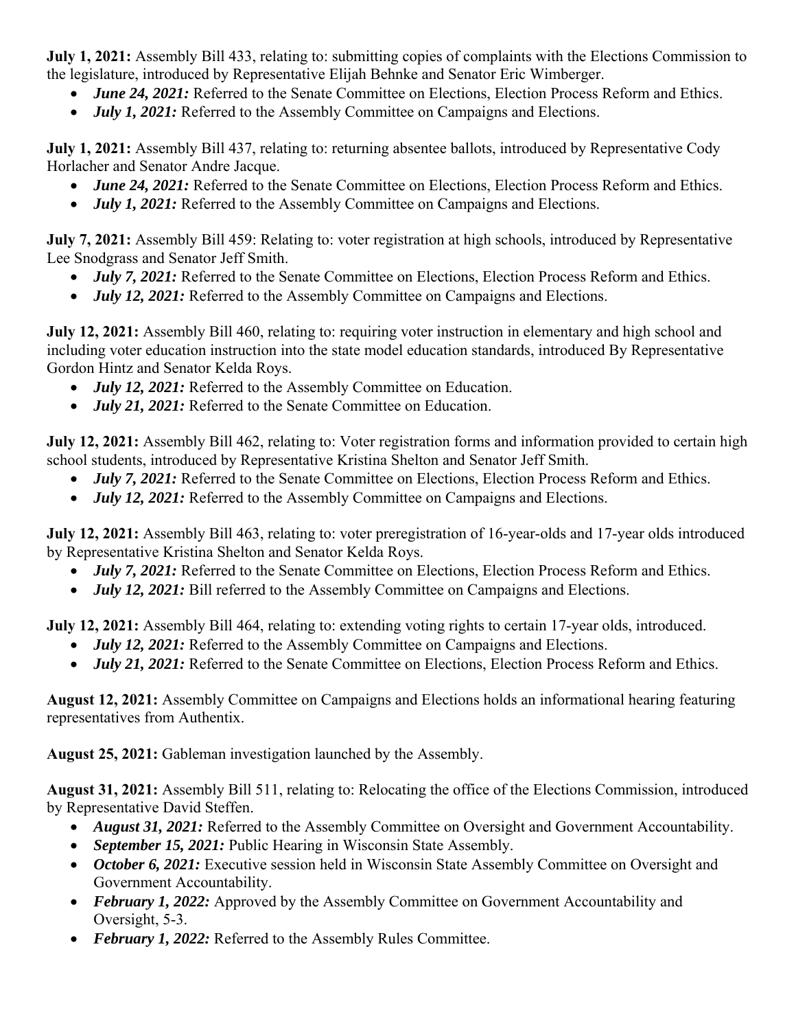**July 1, 2021:** Assembly Bill 433, relating to: submitting copies of complaints with the Elections Commission to the legislature, introduced by Representative Elijah Behnke and Senator Eric Wimberger.

- ***June 24, 2021:*** Referred to the Senate Committee on Elections, Election Process Reform and Ethics.
- ***July 1, 2021:*** Referred to the Assembly Committee on Campaigns and Elections.

**July 1, 2021:** Assembly Bill 437, relating to: returning absentee ballots, introduced by Representative Cody Horlacher and Senator Andre Jacque.

- ***June 24, 2021:*** Referred to the Senate Committee on Elections, Election Process Reform and Ethics.
- ***July 1, 2021:*** Referred to the Assembly Committee on Campaigns and Elections.

**July 7, 2021:** Assembly Bill 459: Relating to: voter registration at high schools, introduced by Representative Lee Snodgrass and Senator Jeff Smith.

- ***July 7, 2021:*** Referred to the Senate Committee on Elections, Election Process Reform and Ethics.
- ***July 12, 2021:*** Referred to the Assembly Committee on Campaigns and Elections.

**July 12, 2021:** Assembly Bill 460, relating to: requiring voter instruction in elementary and high school and including voter education instruction into the state model education standards, introduced By Representative Gordon Hintz and Senator Kelda Roys.

- ***July 12, 2021:*** Referred to the Assembly Committee on Education.
- ***July 21, 2021:*** Referred to the Senate Committee on Education.

**July 12, 2021:** Assembly Bill 462, relating to: Voter registration forms and information provided to certain high school students, introduced by Representative Kristina Shelton and Senator Jeff Smith.

- ***July 7, 2021:*** Referred to the Senate Committee on Elections, Election Process Reform and Ethics.
- ***July 12, 2021:*** Referred to the Assembly Committee on Campaigns and Elections.

**July 12, 2021:** Assembly Bill 463, relating to: voter preregistration of 16-year-olds and 17-year olds introduced by Representative Kristina Shelton and Senator Kelda Roys.

- ***July 7, 2021:*** Referred to the Senate Committee on Elections, Election Process Reform and Ethics.
- ***July 12, 2021:*** Bill referred to the Assembly Committee on Campaigns and Elections.

**July 12, 2021:** Assembly Bill 464, relating to: extending voting rights to certain 17-year olds, introduced.

- ***July 12, 2021:*** Referred to the Assembly Committee on Campaigns and Elections.
- ***July 21, 2021:*** Referred to the Senate Committee on Elections, Election Process Reform and Ethics.

**August 12, 2021:** Assembly Committee on Campaigns and Elections holds an informational hearing featuring representatives from Authentix.

**August 25, 2021:** Gableman investigation launched by the Assembly.

**August 31, 2021:** Assembly Bill 511, relating to: Relocating the office of the Elections Commission, introduced by Representative David Steffen.

- ***August 31, 2021:*** Referred to the Assembly Committee on Oversight and Government Accountability.
- ***September 15, 2021:*** Public Hearing in Wisconsin State Assembly.
- ***October 6, 2021:*** Executive session held in Wisconsin State Assembly Committee on Oversight and Government Accountability.
- ***February 1, 2022:*** Approved by the Assembly Committee on Government Accountability and Oversight, 5-3.
- ***February 1, 2022:*** Referred to the Assembly Rules Committee.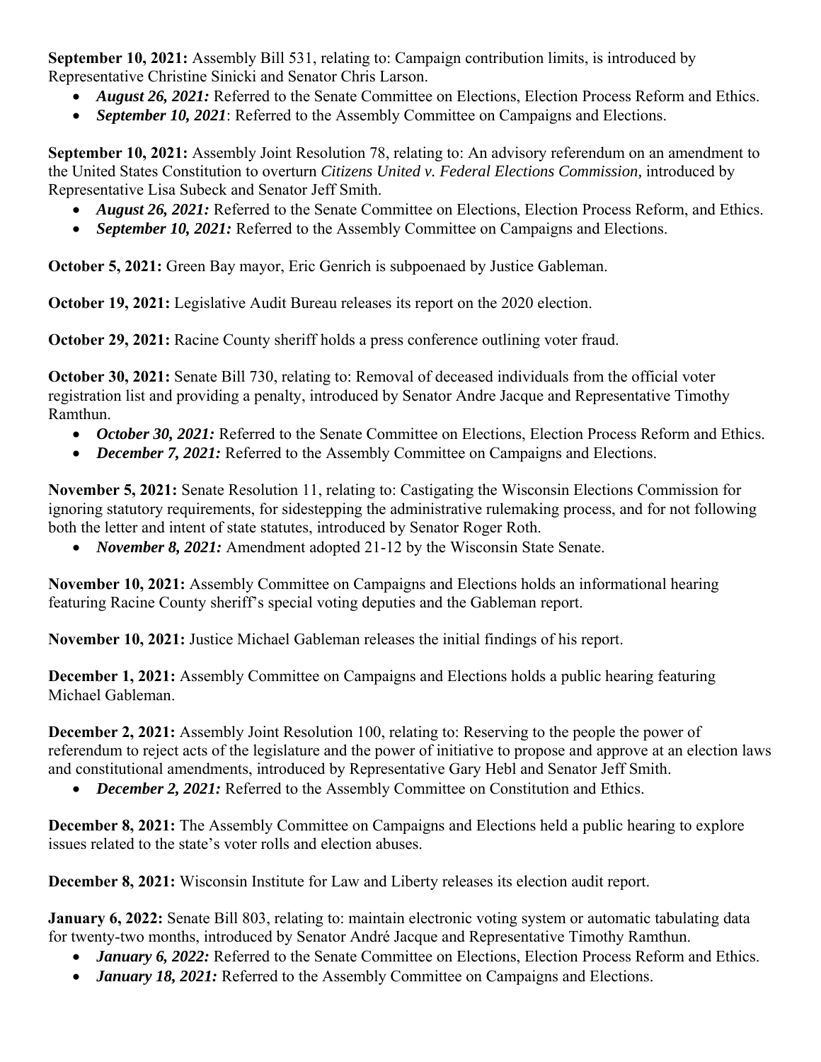**September 10, 2021:** Assembly Bill 531, relating to: Campaign contribution limits, is introduced by Representative Christine Sinicki and Senator Chris Larson.

- ***August 26, 2021:*** Referred to the Senate Committee on Elections, Election Process Reform and Ethics.
- ***September 10, 2021***: Referred to the Assembly Committee on Campaigns and Elections.

**September 10, 2021:** Assembly Joint Resolution 78, relating to: An advisory referendum on an amendment to the United States Constitution to overturn *Citizens United v. Federal Elections Commission,* introduced by Representative Lisa Subeck and Senator Jeff Smith.

- ***August 26, 2021:*** Referred to the Senate Committee on Elections, Election Process Reform, and Ethics.
- ***September 10, 2021:*** Referred to the Assembly Committee on Campaigns and Elections.

**October 5, 2021:** Green Bay mayor, Eric Genrich is subpoenaed by Justice Gableman.

**October 19, 2021:** Legislative Audit Bureau releases its report on the 2020 election.

**October 29, 2021:** Racine County sheriff holds a press conference outlining voter fraud.

**October 30, 2021:** Senate Bill 730, relating to: Removal of deceased individuals from the official voter registration list and providing a penalty, introduced by Senator Andre Jacque and Representative Timothy Ramthun.

- ***October 30, 2021:*** Referred to the Senate Committee on Elections, Election Process Reform and Ethics.
- ***December 7, 2021:*** Referred to the Assembly Committee on Campaigns and Elections.

**November 5, 2021:** Senate Resolution 11, relating to: Castigating the Wisconsin Elections Commission for ignoring statutory requirements, for sidestepping the administrative rulemaking process, and for not following both the letter and intent of state statutes, introduced by Senator Roger Roth.

- ***November 8, 2021:*** Amendment adopted 21-12 by the Wisconsin State Senate.

**November 10, 2021:** Assembly Committee on Campaigns and Elections holds an informational hearing featuring Racine County sheriff's special voting deputies and the Gableman report.

**November 10, 2021:** Justice Michael Gableman releases the initial findings of his report.

**December 1, 2021:** Assembly Committee on Campaigns and Elections holds a public hearing featuring Michael Gableman.

**December 2, 2021:** Assembly Joint Resolution 100, relating to: Reserving to the people the power of referendum to reject acts of the legislature and the power of initiative to propose and approve at an election laws and constitutional amendments, introduced by Representative Gary Hebl and Senator Jeff Smith.

- ***December 2, 2021:*** Referred to the Assembly Committee on Constitution and Ethics.

**December 8, 2021:** The Assembly Committee on Campaigns and Elections held a public hearing to explore issues related to the state's voter rolls and election abuses.

**December 8, 2021:** Wisconsin Institute for Law and Liberty releases its election audit report.

**January 6, 2022:** Senate Bill 803, relating to: maintain electronic voting system or automatic tabulating data for twenty-two months, introduced by Senator André Jacque and Representative Timothy Ramthun.

- ***January 6, 2022:*** Referred to the Senate Committee on Elections, Election Process Reform and Ethics.
- ***January 18, 2021:*** Referred to the Assembly Committee on Campaigns and Elections.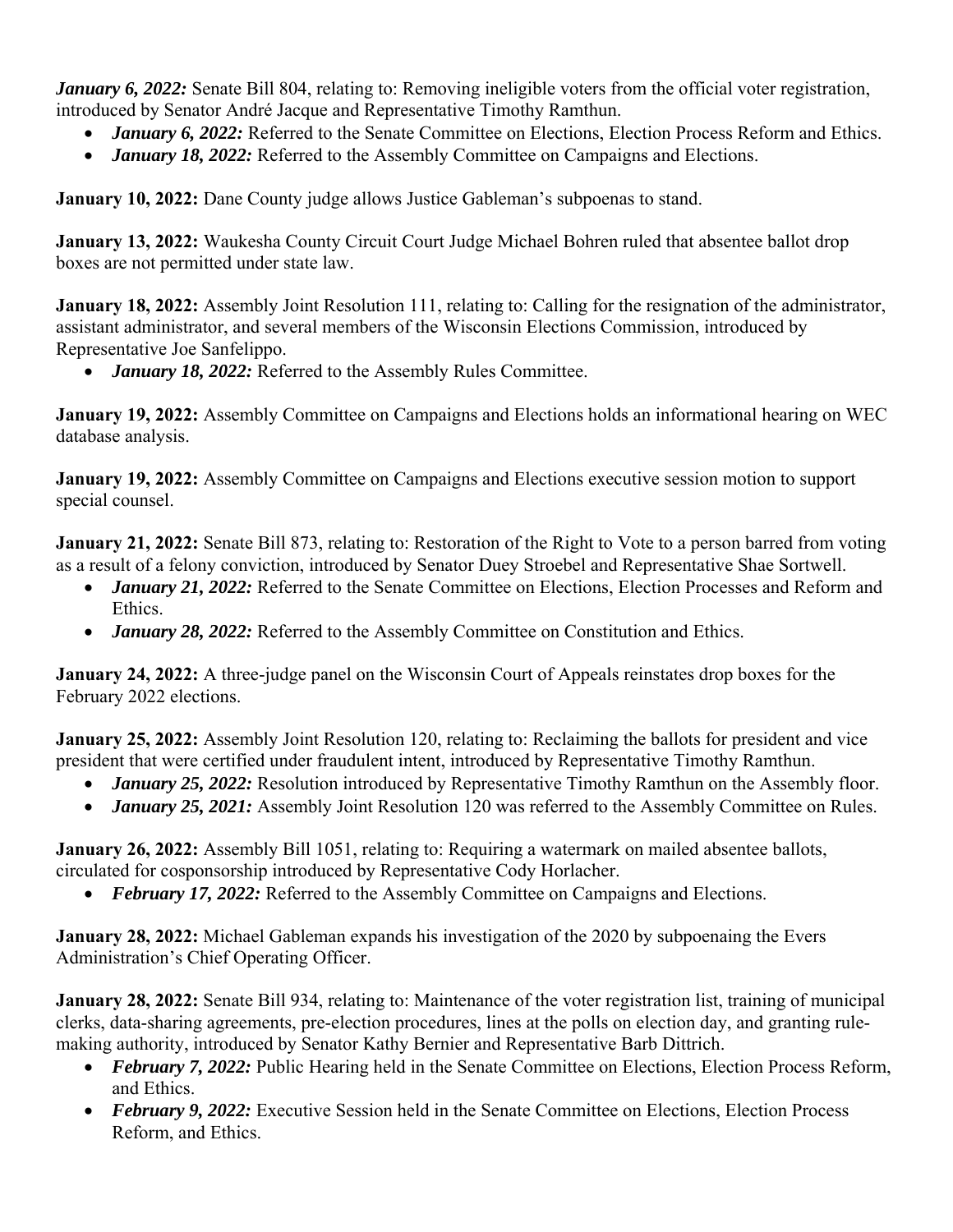***January 6, 2022:*** Senate Bill 804, relating to: Removing ineligible voters from the official voter registration, introduced by Senator André Jacque and Representative Timothy Ramthun.

- ***January 6, 2022:*** Referred to the Senate Committee on Elections, Election Process Reform and Ethics.
- ***January 18, 2022:*** Referred to the Assembly Committee on Campaigns and Elections.

**January 10, 2022:** Dane County judge allows Justice Gableman's subpoenas to stand.

**January 13, 2022:** Waukesha County Circuit Court Judge Michael Bohren ruled that absentee ballot drop boxes are not permitted under state law.

**January 18, 2022:** Assembly Joint Resolution 111, relating to: Calling for the resignation of the administrator, assistant administrator, and several members of the Wisconsin Elections Commission, introduced by Representative Joe Sanfelippo.

- ***January 18, 2022:*** Referred to the Assembly Rules Committee.

**January 19, 2022:** Assembly Committee on Campaigns and Elections holds an informational hearing on WEC database analysis.

**January 19, 2022:** Assembly Committee on Campaigns and Elections executive session motion to support special counsel.

**January 21, 2022:** Senate Bill 873, relating to: Restoration of the Right to Vote to a person barred from voting as a result of a felony conviction, introduced by Senator Duey Stroebel and Representative Shae Sortwell.

- ***January 21, 2022:*** Referred to the Senate Committee on Elections, Election Processes and Reform and Ethics.
- ***January 28, 2022:*** Referred to the Assembly Committee on Constitution and Ethics.

**January 24, 2022:** A three-judge panel on the Wisconsin Court of Appeals reinstates drop boxes for the February 2022 elections.

**January 25, 2022:** Assembly Joint Resolution 120, relating to: Reclaiming the ballots for president and vice president that were certified under fraudulent intent, introduced by Representative Timothy Ramthun.

- ***January 25, 2022:*** Resolution introduced by Representative Timothy Ramthun on the Assembly floor.
- ***January 25, 2021:*** Assembly Joint Resolution 120 was referred to the Assembly Committee on Rules.

**January 26, 2022:** Assembly Bill 1051, relating to: Requiring a watermark on mailed absentee ballots, circulated for cosponsorship introduced by Representative Cody Horlacher.

- ***February 17, 2022:*** Referred to the Assembly Committee on Campaigns and Elections.

**January 28, 2022:** Michael Gableman expands his investigation of the 2020 by subpoenaing the Evers Administration's Chief Operating Officer.

**January 28, 2022:** Senate Bill 934, relating to: Maintenance of the voter registration list, training of municipal clerks, data-sharing agreements, pre-election procedures, lines at the polls on election day, and granting rule-making authority, introduced by Senator Kathy Bernier and Representative Barb Dittrich.

- ***February 7, 2022:*** Public Hearing held in the Senate Committee on Elections, Election Process Reform, and Ethics.
- ***February 9, 2022:*** Executive Session held in the Senate Committee on Elections, Election Process Reform, and Ethics.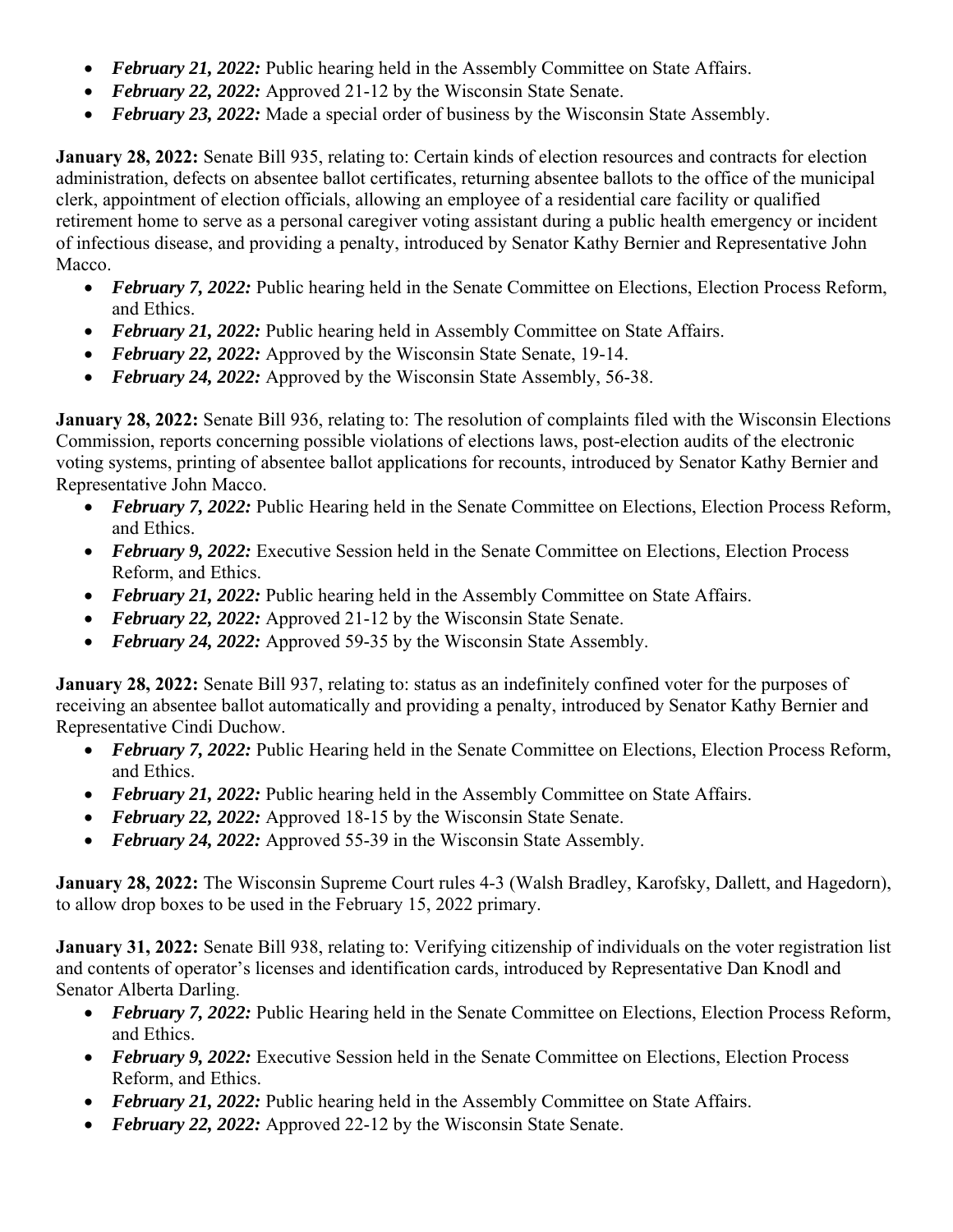- ***February 21, 2022:*** Public hearing held in the Assembly Committee on State Affairs.
- ***February 22, 2022:*** Approved 21-12 by the Wisconsin State Senate.
- ***February 23, 2022:*** Made a special order of business by the Wisconsin State Assembly.

**January 28, 2022:** Senate Bill 935, relating to: Certain kinds of election resources and contracts for election administration, defects on absentee ballot certificates, returning absentee ballots to the office of the municipal clerk, appointment of election officials, allowing an employee of a residential care facility or qualified retirement home to serve as a personal caregiver voting assistant during a public health emergency or incident of infectious disease, and providing a penalty, introduced by Senator Kathy Bernier and Representative John Macco.

- ***February 7, 2022:*** Public hearing held in the Senate Committee on Elections, Election Process Reform, and Ethics.
- ***February 21, 2022:*** Public hearing held in Assembly Committee on State Affairs.
- ***February 22, 2022:*** Approved by the Wisconsin State Senate, 19-14.
- ***February 24, 2022:*** Approved by the Wisconsin State Assembly, 56-38.

**January 28, 2022:** Senate Bill 936, relating to: The resolution of complaints filed with the Wisconsin Elections Commission, reports concerning possible violations of elections laws, post-election audits of the electronic voting systems, printing of absentee ballot applications for recounts, introduced by Senator Kathy Bernier and Representative John Macco.

- ***February 7, 2022:*** Public Hearing held in the Senate Committee on Elections, Election Process Reform, and Ethics.
- ***February 9, 2022:*** Executive Session held in the Senate Committee on Elections, Election Process Reform, and Ethics.
- ***February 21, 2022:*** Public hearing held in the Assembly Committee on State Affairs.
- ***February 22, 2022:*** Approved 21-12 by the Wisconsin State Senate.
- ***February 24, 2022:*** Approved 59-35 by the Wisconsin State Assembly.

**January 28, 2022:** Senate Bill 937, relating to: status as an indefinitely confined voter for the purposes of receiving an absentee ballot automatically and providing a penalty, introduced by Senator Kathy Bernier and Representative Cindi Duchow.

- ***February 7, 2022:*** Public Hearing held in the Senate Committee on Elections, Election Process Reform, and Ethics.
- ***February 21, 2022:*** Public hearing held in the Assembly Committee on State Affairs.
- ***February 22, 2022:*** Approved 18-15 by the Wisconsin State Senate.
- ***February 24, 2022:*** Approved 55-39 in the Wisconsin State Assembly.

**January 28, 2022:** The Wisconsin Supreme Court rules 4-3 (Walsh Bradley, Karofsky, Dallett, and Hagedorn), to allow drop boxes to be used in the February 15, 2022 primary.

**January 31, 2022:** Senate Bill 938, relating to: Verifying citizenship of individuals on the voter registration list and contents of operator's licenses and identification cards, introduced by Representative Dan Knodl and Senator Alberta Darling.

- ***February 7, 2022:*** Public Hearing held in the Senate Committee on Elections, Election Process Reform, and Ethics.
- ***February 9, 2022:*** Executive Session held in the Senate Committee on Elections, Election Process Reform, and Ethics.
- ***February 21, 2022:*** Public hearing held in the Assembly Committee on State Affairs.
- ***February 22, 2022:*** Approved 22-12 by the Wisconsin State Senate.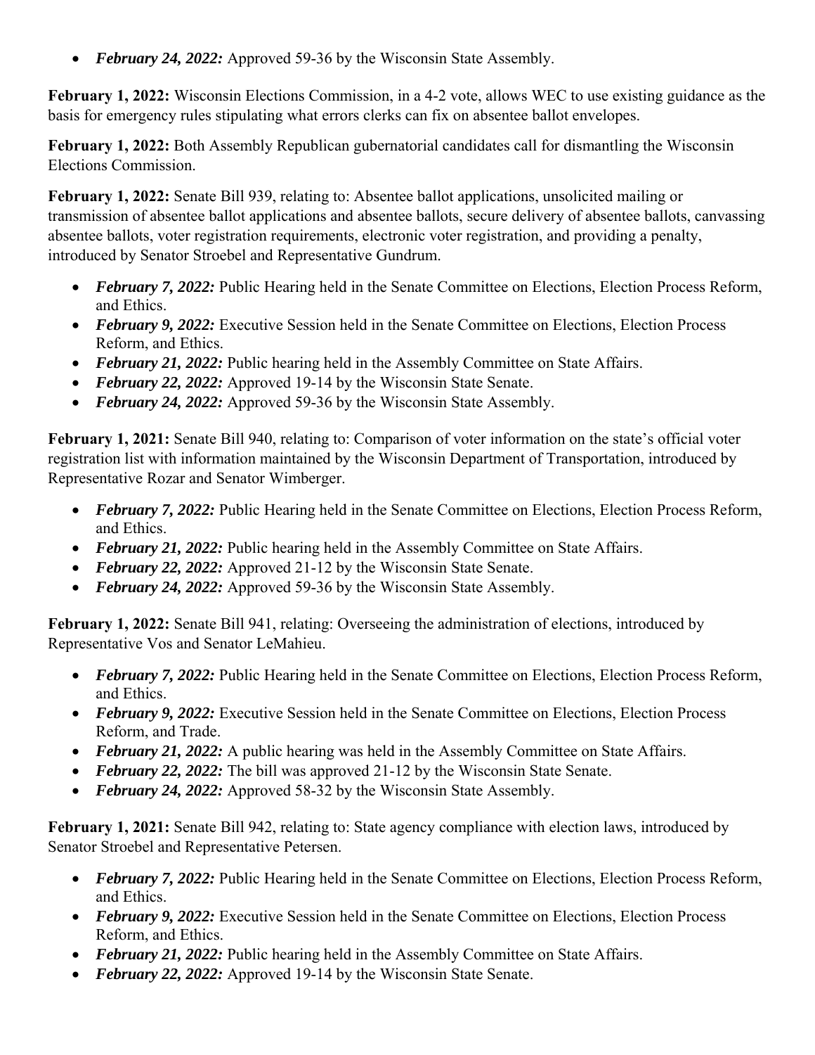- ***February 24, 2022:*** Approved 59-36 by the Wisconsin State Assembly.

**February 1, 2022:** Wisconsin Elections Commission, in a 4-2 vote, allows WEC to use existing guidance as the basis for emergency rules stipulating what errors clerks can fix on absentee ballot envelopes.

**February 1, 2022:** Both Assembly Republican gubernatorial candidates call for dismantling the Wisconsin Elections Commission.

**February 1, 2022:** Senate Bill 939, relating to: Absentee ballot applications, unsolicited mailing or transmission of absentee ballot applications and absentee ballots, secure delivery of absentee ballots, canvassing absentee ballots, voter registration requirements, electronic voter registration, and providing a penalty, introduced by Senator Stroebel and Representative Gundrum.

- ***February 7, 2022:*** Public Hearing held in the Senate Committee on Elections, Election Process Reform, and Ethics.
- ***February 9, 2022:*** Executive Session held in the Senate Committee on Elections, Election Process Reform, and Ethics.
- ***February 21, 2022:*** Public hearing held in the Assembly Committee on State Affairs.
- ***February 22, 2022:*** Approved 19-14 by the Wisconsin State Senate.
- ***February 24, 2022:*** Approved 59-36 by the Wisconsin State Assembly.

**February 1, 2021:** Senate Bill 940, relating to: Comparison of voter information on the state's official voter registration list with information maintained by the Wisconsin Department of Transportation, introduced by Representative Rozar and Senator Wimberger.

- ***February 7, 2022:*** Public Hearing held in the Senate Committee on Elections, Election Process Reform, and Ethics.
- ***February 21, 2022:*** Public hearing held in the Assembly Committee on State Affairs.
- ***February 22, 2022:*** Approved 21-12 by the Wisconsin State Senate.
- ***February 24, 2022:*** Approved 59-36 by the Wisconsin State Assembly.

**February 1, 2022:** Senate Bill 941, relating: Overseeing the administration of elections, introduced by Representative Vos and Senator LeMahieu.

- ***February 7, 2022:*** Public Hearing held in the Senate Committee on Elections, Election Process Reform, and Ethics.
- ***February 9, 2022:*** Executive Session held in the Senate Committee on Elections, Election Process Reform, and Trade.
- ***February 21, 2022:*** A public hearing was held in the Assembly Committee on State Affairs.
- ***February 22, 2022:*** The bill was approved 21-12 by the Wisconsin State Senate.
- ***February 24, 2022:*** Approved 58-32 by the Wisconsin State Assembly.

**February 1, 2021:** Senate Bill 942, relating to: State agency compliance with election laws, introduced by Senator Stroebel and Representative Petersen.

- ***February 7, 2022:*** Public Hearing held in the Senate Committee on Elections, Election Process Reform, and Ethics.
- ***February 9, 2022:*** Executive Session held in the Senate Committee on Elections, Election Process Reform, and Ethics.
- ***February 21, 2022:*** Public hearing held in the Assembly Committee on State Affairs.
- ***February 22, 2022:*** Approved 19-14 by the Wisconsin State Senate.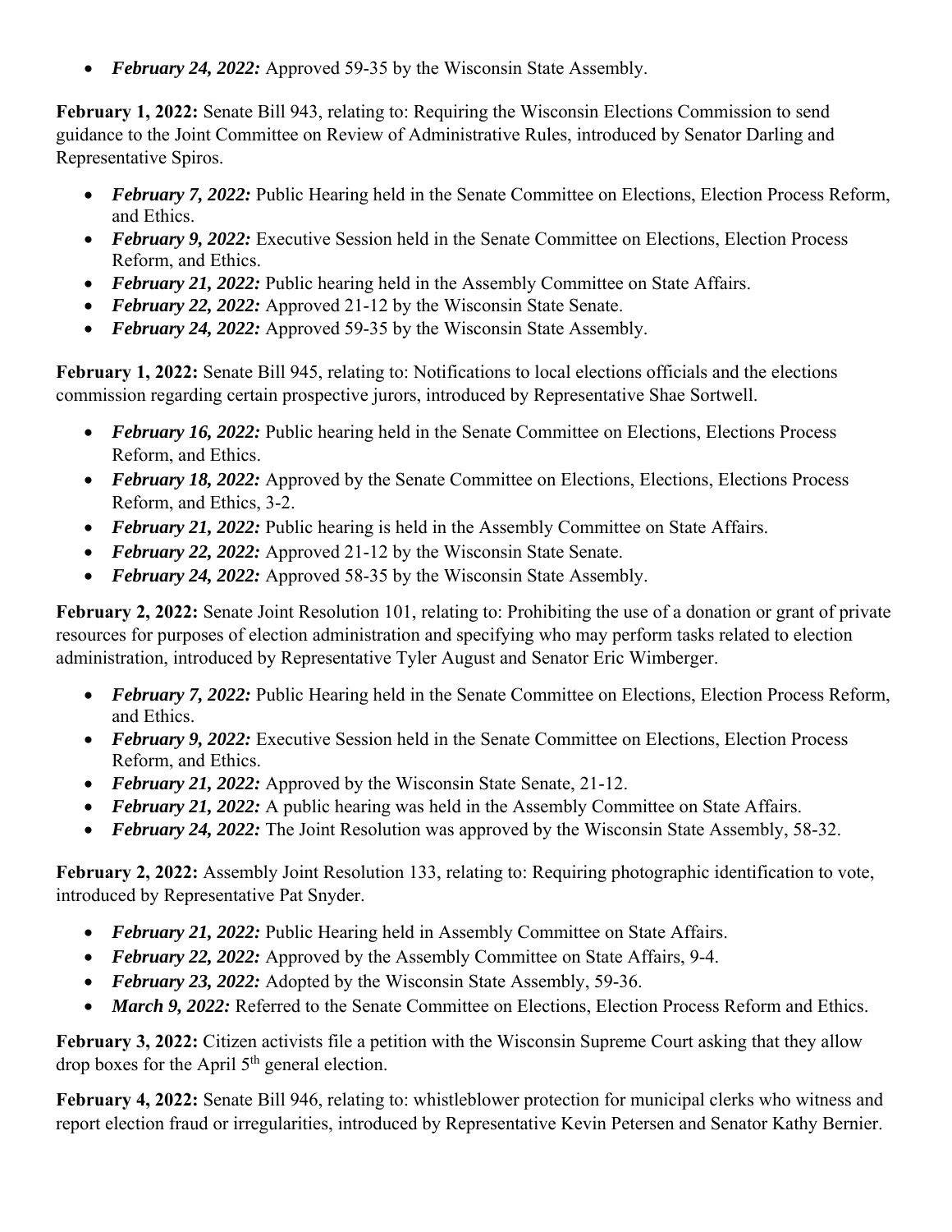- ***February 24, 2022:*** Approved 59-35 by the Wisconsin State Assembly.

**February 1, 2022:** Senate Bill 943, relating to: Requiring the Wisconsin Elections Commission to send guidance to the Joint Committee on Review of Administrative Rules, introduced by Senator Darling and Representative Spiros.

- ***February 7, 2022:*** Public Hearing held in the Senate Committee on Elections, Election Process Reform, and Ethics.
- ***February 9, 2022:*** Executive Session held in the Senate Committee on Elections, Election Process Reform, and Ethics.
- ***February 21, 2022:*** Public hearing held in the Assembly Committee on State Affairs.
- ***February 22, 2022:*** Approved 21-12 by the Wisconsin State Senate.
- ***February 24, 2022:*** Approved 59-35 by the Wisconsin State Assembly.

**February 1, 2022:** Senate Bill 945, relating to: Notifications to local elections officials and the elections commission regarding certain prospective jurors, introduced by Representative Shae Sortwell.

- ***February 16, 2022:*** Public hearing held in the Senate Committee on Elections, Elections Process Reform, and Ethics.
- ***February 18, 2022:*** Approved by the Senate Committee on Elections, Elections, Elections Process Reform, and Ethics, 3-2.
- ***February 21, 2022:*** Public hearing is held in the Assembly Committee on State Affairs.
- ***February 22, 2022:*** Approved 21-12 by the Wisconsin State Senate.
- ***February 24, 2022:*** Approved 58-35 by the Wisconsin State Assembly.

**February 2, 2022:** Senate Joint Resolution 101, relating to: Prohibiting the use of a donation or grant of private resources for purposes of election administration and specifying who may perform tasks related to election administration, introduced by Representative Tyler August and Senator Eric Wimberger.

- ***February 7, 2022:*** Public Hearing held in the Senate Committee on Elections, Election Process Reform, and Ethics.
- ***February 9, 2022:*** Executive Session held in the Senate Committee on Elections, Election Process Reform, and Ethics.
- ***February 21, 2022:*** Approved by the Wisconsin State Senate, 21-12.
- ***February 21, 2022:*** A public hearing was held in the Assembly Committee on State Affairs.
- ***February 24, 2022:*** The Joint Resolution was approved by the Wisconsin State Assembly, 58-32.

**February 2, 2022:** Assembly Joint Resolution 133, relating to: Requiring photographic identification to vote, introduced by Representative Pat Snyder.

- ***February 21, 2022:*** Public Hearing held in Assembly Committee on State Affairs.
- ***February 22, 2022:*** Approved by the Assembly Committee on State Affairs, 9-4.
- ***February 23, 2022:*** Adopted by the Wisconsin State Assembly, 59-36.
- ***March 9, 2022:*** Referred to the Senate Committee on Elections, Election Process Reform and Ethics.

**February 3, 2022:** Citizen activists file a petition with the Wisconsin Supreme Court asking that they allow drop boxes for the April 5th general election.

**February 4, 2022:** Senate Bill 946, relating to: whistleblower protection for municipal clerks who witness and report election fraud or irregularities, introduced by Representative Kevin Petersen and Senator Kathy Bernier.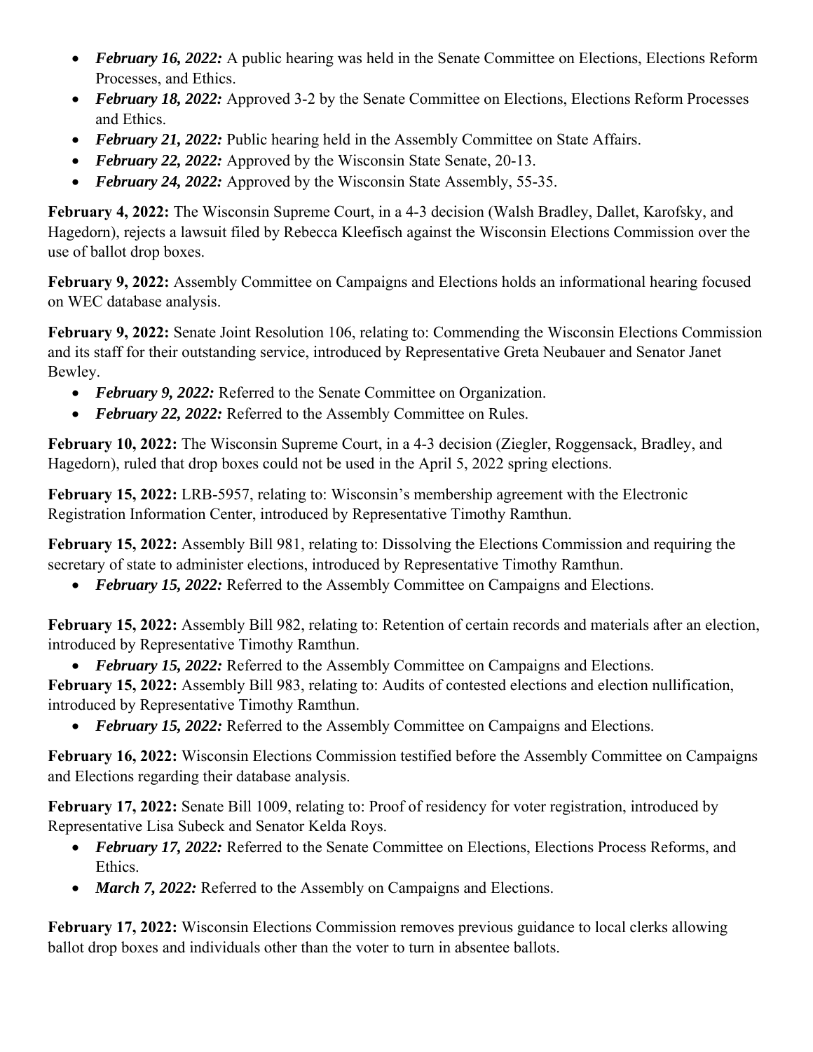- ***February 16, 2022:*** A public hearing was held in the Senate Committee on Elections, Elections Reform Processes, and Ethics.
- ***February 18, 2022:*** Approved 3-2 by the Senate Committee on Elections, Elections Reform Processes and Ethics.
- ***February 21, 2022:*** Public hearing held in the Assembly Committee on State Affairs.
- ***February 22, 2022:*** Approved by the Wisconsin State Senate, 20-13.
- ***February 24, 2022:*** Approved by the Wisconsin State Assembly, 55-35.

**February 4, 2022:** The Wisconsin Supreme Court, in a 4-3 decision (Walsh Bradley, Dallet, Karofsky, and Hagedorn), rejects a lawsuit filed by Rebecca Kleefisch against the Wisconsin Elections Commission over the use of ballot drop boxes.

**February 9, 2022:** Assembly Committee on Campaigns and Elections holds an informational hearing focused on WEC database analysis.

**February 9, 2022:** Senate Joint Resolution 106, relating to: Commending the Wisconsin Elections Commission and its staff for their outstanding service, introduced by Representative Greta Neubauer and Senator Janet Bewley.

- ***February 9, 2022:*** Referred to the Senate Committee on Organization.
- ***February 22, 2022:*** Referred to the Assembly Committee on Rules.

**February 10, 2022:** The Wisconsin Supreme Court, in a 4-3 decision (Ziegler, Roggensack, Bradley, and Hagedorn), ruled that drop boxes could not be used in the April 5, 2022 spring elections.

**February 15, 2022:** LRB-5957, relating to: Wisconsin's membership agreement with the Electronic Registration Information Center, introduced by Representative Timothy Ramthun.

**February 15, 2022:** Assembly Bill 981, relating to: Dissolving the Elections Commission and requiring the secretary of state to administer elections, introduced by Representative Timothy Ramthun.

- ***February 15, 2022:*** Referred to the Assembly Committee on Campaigns and Elections.

**February 15, 2022:** Assembly Bill 982, relating to: Retention of certain records and materials after an election, introduced by Representative Timothy Ramthun.

- ***February 15, 2022:*** Referred to the Assembly Committee on Campaigns and Elections.

**February 15, 2022:** Assembly Bill 983, relating to: Audits of contested elections and election nullification, introduced by Representative Timothy Ramthun.

- ***February 15, 2022:*** Referred to the Assembly Committee on Campaigns and Elections.

**February 16, 2022:** Wisconsin Elections Commission testified before the Assembly Committee on Campaigns and Elections regarding their database analysis.

**February 17, 2022:** Senate Bill 1009, relating to: Proof of residency for voter registration, introduced by Representative Lisa Subeck and Senator Kelda Roys.

- ***February 17, 2022:*** Referred to the Senate Committee on Elections, Elections Process Reforms, and Ethics.
- ***March 7, 2022:*** Referred to the Assembly on Campaigns and Elections.

**February 17, 2022:** Wisconsin Elections Commission removes previous guidance to local clerks allowing ballot drop boxes and individuals other than the voter to turn in absentee ballots.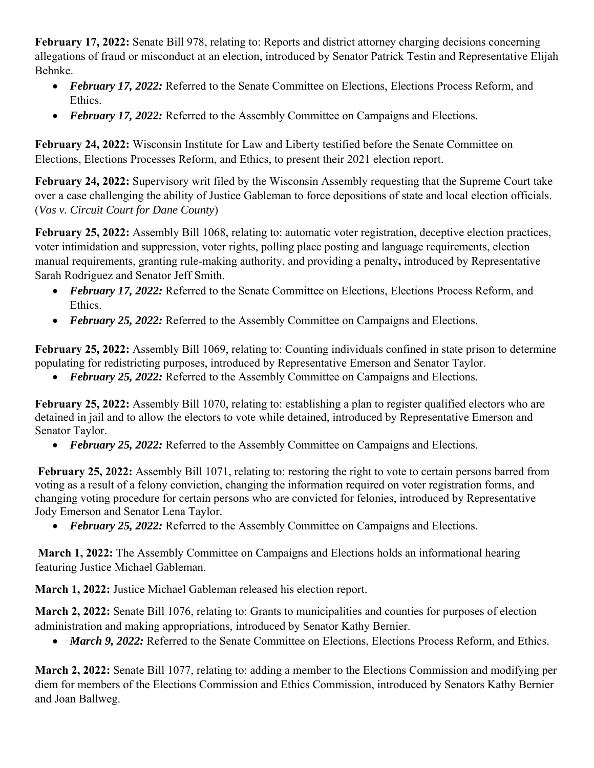**February 17, 2022:** Senate Bill 978, relating to: Reports and district attorney charging decisions concerning allegations of fraud or misconduct at an election, introduced by Senator Patrick Testin and Representative Elijah Behnke.

- ***February 17, 2022:*** Referred to the Senate Committee on Elections, Elections Process Reform, and Ethics.
- ***February 17, 2022:*** Referred to the Assembly Committee on Campaigns and Elections.

**February 24, 2022:** Wisconsin Institute for Law and Liberty testified before the Senate Committee on Elections, Elections Processes Reform, and Ethics, to present their 2021 election report.

**February 24, 2022:** Supervisory writ filed by the Wisconsin Assembly requesting that the Supreme Court take over a case challenging the ability of Justice Gableman to force depositions of state and local election officials. (*Vos v. Circuit Court for Dane County*)

**February 25, 2022:** Assembly Bill 1068, relating to: automatic voter registration, deceptive election practices, voter intimidation and suppression, voter rights, polling place posting and language requirements, election manual requirements, granting rule-making authority, and providing a penalty**,** introduced by Representative Sarah Rodriguez and Senator Jeff Smith.

- ***February 17, 2022:*** Referred to the Senate Committee on Elections, Elections Process Reform, and Ethics.
- ***February 25, 2022:*** Referred to the Assembly Committee on Campaigns and Elections.

**February 25, 2022:** Assembly Bill 1069, relating to: Counting individuals confined in state prison to determine populating for redistricting purposes, introduced by Representative Emerson and Senator Taylor.

- ***February 25, 2022:*** Referred to the Assembly Committee on Campaigns and Elections.

**February 25, 2022:** Assembly Bill 1070, relating to: establishing a plan to register qualified electors who are detained in jail and to allow the electors to vote while detained, introduced by Representative Emerson and Senator Taylor.

- ***February 25, 2022:*** Referred to the Assembly Committee on Campaigns and Elections.

**February 25, 2022:** Assembly Bill 1071, relating to: restoring the right to vote to certain persons barred from voting as a result of a felony conviction, changing the information required on voter registration forms, and changing voting procedure for certain persons who are convicted for felonies, introduced by Representative Jody Emerson and Senator Lena Taylor.

- ***February 25, 2022:*** Referred to the Assembly Committee on Campaigns and Elections.

**March 1, 2022:** The Assembly Committee on Campaigns and Elections holds an informational hearing featuring Justice Michael Gableman.

**March 1, 2022:** Justice Michael Gableman released his election report.

**March 2, 2022:** Senate Bill 1076, relating to: Grants to municipalities and counties for purposes of election administration and making appropriations, introduced by Senator Kathy Bernier.

- ***March 9, 2022:*** Referred to the Senate Committee on Elections, Elections Process Reform, and Ethics.

**March 2, 2022:** Senate Bill 1077, relating to: adding a member to the Elections Commission and modifying per diem for members of the Elections Commission and Ethics Commission, introduced by Senators Kathy Bernier and Joan Ballweg.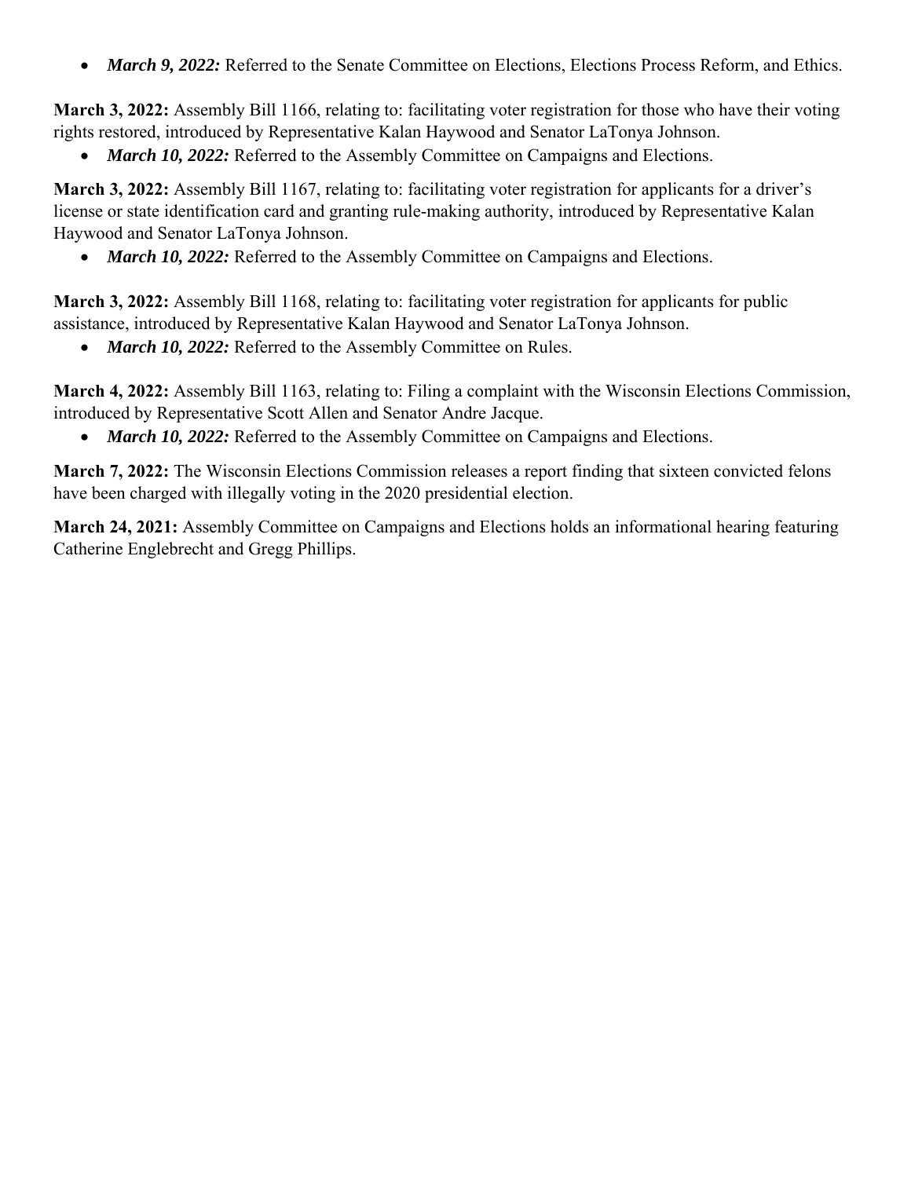- ***March 9, 2022:*** Referred to the Senate Committee on Elections, Elections Process Reform, and Ethics.

**March 3, 2022:** Assembly Bill 1166, relating to: facilitating voter registration for those who have their voting rights restored, introduced by Representative Kalan Haywood and Senator LaTonya Johnson.

- ***March 10, 2022:*** Referred to the Assembly Committee on Campaigns and Elections.

**March 3, 2022:** Assembly Bill 1167, relating to: facilitating voter registration for applicants for a driver's license or state identification card and granting rule-making authority, introduced by Representative Kalan Haywood and Senator LaTonya Johnson.

- ***March 10, 2022:*** Referred to the Assembly Committee on Campaigns and Elections.

**March 3, 2022:** Assembly Bill 1168, relating to: facilitating voter registration for applicants for public assistance, introduced by Representative Kalan Haywood and Senator LaTonya Johnson.

- ***March 10, 2022:*** Referred to the Assembly Committee on Rules.

**March 4, 2022:** Assembly Bill 1163, relating to: Filing a complaint with the Wisconsin Elections Commission, introduced by Representative Scott Allen and Senator Andre Jacque.

- ***March 10, 2022:*** Referred to the Assembly Committee on Campaigns and Elections.

**March 7, 2022:** The Wisconsin Elections Commission releases a report finding that sixteen convicted felons have been charged with illegally voting in the 2020 presidential election.

**March 24, 2021:** Assembly Committee on Campaigns and Elections holds an informational hearing featuring Catherine Englebrecht and Gregg Phillips.